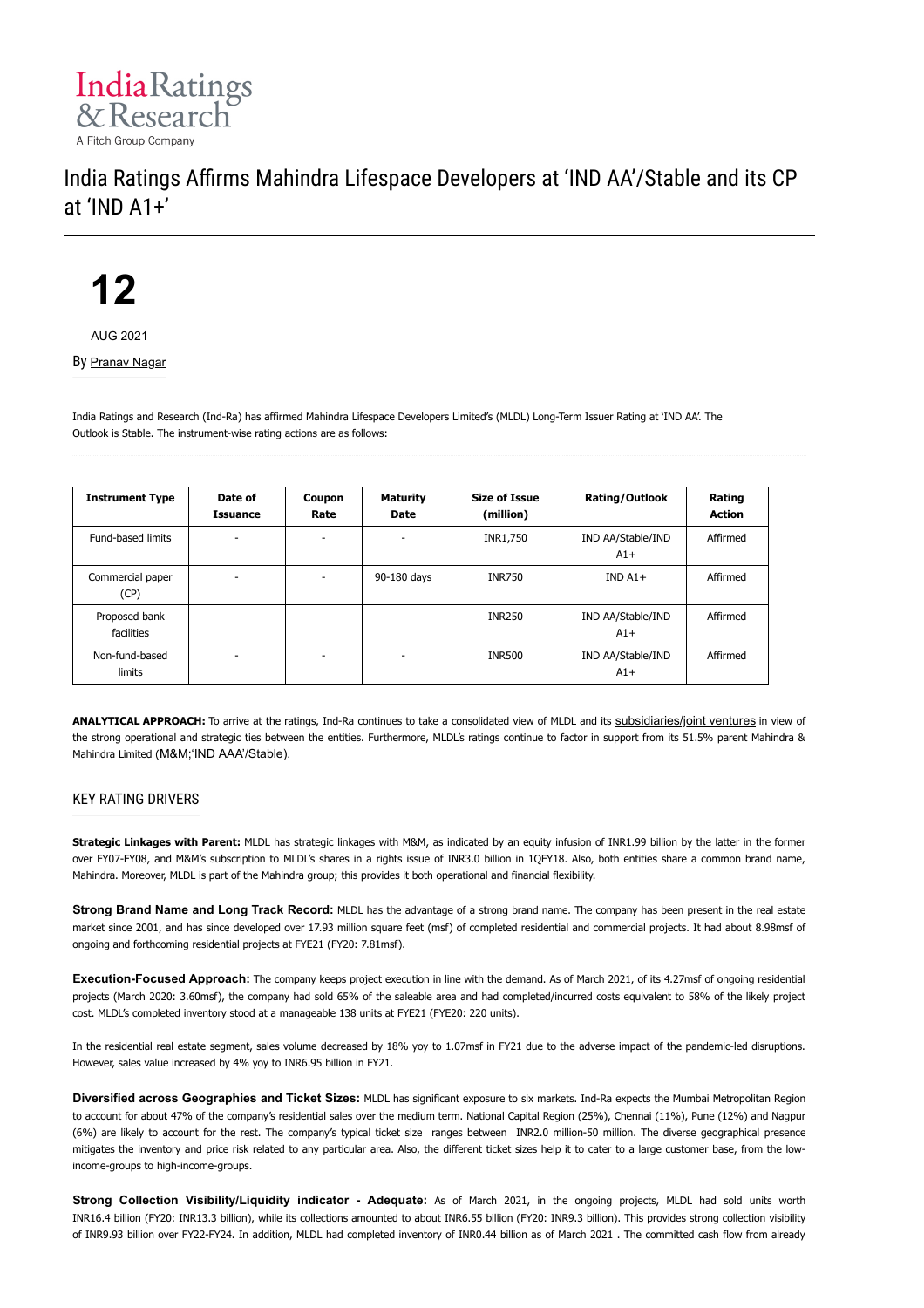India Ratings & Research

A Fitch Group Company

# India Ratings Affirms Mahindra Lifespace Developers at 'IND AA'/Stable and its CP at 'IND A1+'

**12**

AUG 2021

By Pranav Nagar

India Ratings and Research (Ind-Ra) has affirmed Mahindra Lifespace Developers Limited's (MLDL) Long-Term Issuer Rating at 'IND AA'. The Outlook is Stable. The instrument-wise rating actions are as follows:

| Instrument Type | Date of Issuance | Coupon Rate | Maturity Date | Size of Issue (million) | Rating/Outlook | Rating Action |
|---|---|---|---|---|---|---|
| Fund-based limits | - | - | - | INR1,750 | IND AA/Stable/IND A1+ | Affirmed |
| Commercial paper (CP) | - | - | 90-180 days | INR750 | IND A1+ | Affirmed |
| Proposed bank facilities | | | | INR250 | IND AA/Stable/IND A1+ | Affirmed |
| Non-fund-based limits | - | - | - | INR500 | IND AA/Stable/IND A1+ | Affirmed |

**ANALYTICAL APPROACH:** To arrive at the ratings, Ind-Ra continues to take a consolidated view of MLDL and its subsidiaries/joint ventures in view of the strong operational and strategic ties between the entities. Furthermore, MLDL's ratings continue to factor in support from its 51.5% parent Mahindra & Mahindra Limited (M&M;'IND AAA'/Stable).

## KEY RATING DRIVERS

**Strategic Linkages with Parent:** MLDL has strategic linkages with M&M, as indicated by an equity infusion of INR1.99 billion by the latter in the former over FY07-FY08, and M&M's subscription to MLDL's shares in a rights issue of INR3.0 billion in 1QFY18. Also, both entities share a common brand name, Mahindra. Moreover, MLDL is part of the Mahindra group; this provides it both operational and financial flexibility.

**Strong Brand Name and Long Track Record:** MLDL has the advantage of a strong brand name. The company has been present in the real estate market since 2001, and has since developed over 17.93 million square feet (msf) of completed residential and commercial projects. It had about 8.98msf of ongoing and forthcoming residential projects at FYE21 (FY20: 7.81msf).

**Execution-Focused Approach:** The company keeps project execution in line with the demand. As of March 2021, of its 4.27msf of ongoing residential projects (March 2020: 3.60msf), the company had sold 65% of the saleable area and had completed/incurred costs equivalent to 58% of the likely project cost. MLDL's completed inventory stood at a manageable 138 units at FYE21 (FYE20: 220 units).

In the residential real estate segment, sales volume decreased by 18% yoy to 1.07msf in FY21 due to the adverse impact of the pandemic-led disruptions. However, sales value increased by 4% yoy to INR6.95 billion in FY21.

**Diversified across Geographies and Ticket Sizes:** MLDL has significant exposure to six markets. Ind-Ra expects the Mumbai Metropolitan Region to account for about 47% of the company's residential sales over the medium term. National Capital Region (25%), Chennai (11%), Pune (12%) and Nagpur (6%) are likely to account for the rest. The company's typical ticket size ranges between INR2.0 million-50 million. The diverse geographical presence mitigates the inventory and price risk related to any particular area. Also, the different ticket sizes help it to cater to a large customer base, from the low-income-groups to high-income-groups.

**Strong Collection Visibility/Liquidity indicator - Adequate:** As of March 2021, in the ongoing projects, MLDL had sold units worth INR16.4 billion (FY20: INR13.3 billion), while its collections amounted to about INR6.55 billion (FY20: INR9.3 billion). This provides strong collection visibility of INR9.93 billion over FY22-FY24. In addition, MLDL had completed inventory of INR0.44 billion as of March 2021 . The committed cash flow from already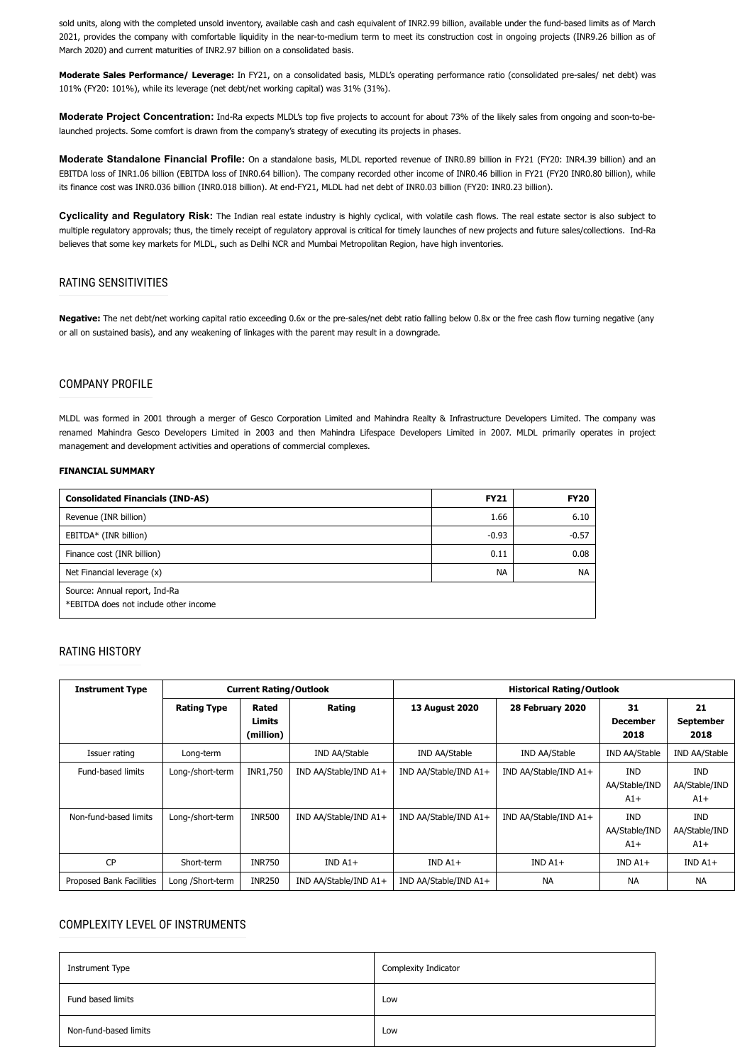sold units, along with the completed unsold inventory, available cash and cash equivalent of INR2.99 billion, available under the fund-based limits as of March 2021, provides the company with comfortable liquidity in the near-to-medium term to meet its construction cost in ongoing projects (INR9.26 billion as of March 2020) and current maturities of INR2.97 billion on a consolidated basis.

**Moderate Sales Performance/ Leverage:** In FY21, on a consolidated basis, MLDL's operating performance ratio (consolidated pre-sales/ net debt) was 101% (FY20: 101%), while its leverage (net debt/net working capital) was 31% (31%).

**Moderate Project Concentration:** Ind-Ra expects MLDL's top five projects to account for about 73% of the likely sales from ongoing and soon-to-be-launched projects. Some comfort is drawn from the company's strategy of executing its projects in phases.

**Moderate Standalone Financial Profile:** On a standalone basis, MLDL reported revenue of INR0.89 billion in FY21 (FY20: INR4.39 billion) and an EBITDA loss of INR1.06 billion (EBITDA loss of INR0.64 billion). The company recorded other income of INR0.46 billion in FY21 (FY20 INR0.80 billion), while its finance cost was INR0.036 billion (INR0.018 billion). At end-FY21, MLDL had net debt of INR0.03 billion (FY20: INR0.23 billion).

**Cyclicality and Regulatory Risk:** The Indian real estate industry is highly cyclical, with volatile cash flows. The real estate sector is also subject to multiple regulatory approvals; thus, the timely receipt of regulatory approval is critical for timely launches of new projects and future sales/collections. Ind-Ra believes that some key markets for MLDL, such as Delhi NCR and Mumbai Metropolitan Region, have high inventories.

## RATING SENSITIVITIES

**Negative:** The net debt/net working capital ratio exceeding 0.6x or the pre-sales/net debt ratio falling below 0.8x or the free cash flow turning negative (any or all on sustained basis), and any weakening of linkages with the parent may result in a downgrade.

## COMPANY PROFILE

MLDL was formed in 2001 through a merger of Gesco Corporation Limited and Mahindra Realty & Infrastructure Developers Limited. The company was renamed Mahindra Gesco Developers Limited in 2003 and then Mahindra Lifespace Developers Limited in 2007. MLDL primarily operates in project management and development activities and operations of commercial complexes.

**FINANCIAL SUMMARY**

| Consolidated Financials (IND-AS) | FY21 | FY20 |
|---|---|---|
| Revenue (INR billion) | 1.66 | 6.10 |
| EBITDA* (INR billion) | -0.93 | -0.57 |
| Finance cost (INR billion) | 0.11 | 0.08 |
| Net Financial leverage (x) | NA | NA |
| Source: Annual report, Ind-Ra<br>*EBITDA does not include other income | | |

## RATING HISTORY

| Instrument Type | Current Rating/Outlook | | | Historical Rating/Outlook | | | |
|---|---|---|---|---|---|---|---|
| | Rating Type | Rated Limits (million) | Rating | 13 August 2020 | 28 February 2020 | 31 December 2018 | 21 September 2018 |
| Issuer rating | Long-term | | IND AA/Stable | IND AA/Stable | IND AA/Stable | IND AA/Stable | IND AA/Stable |
| Fund-based limits | Long-/short-term | INR1,750 | IND AA/Stable/IND A1+ | IND AA/Stable/IND A1+ | IND AA/Stable/IND A1+ | IND AA/Stable/IND A1+ | IND AA/Stable/IND A1+ |
| Non-fund-based limits | Long-/short-term | INR500 | IND AA/Stable/IND A1+ | IND AA/Stable/IND A1+ | IND AA/Stable/IND A1+ | IND AA/Stable/IND A1+ | IND AA/Stable/IND A1+ |
| CP | Short-term | INR750 | IND A1+ | IND A1+ | IND A1+ | IND A1+ | IND A1+ |
| Proposed Bank Facilities | Long /Short-term | INR250 | IND AA/Stable/IND A1+ | IND AA/Stable/IND A1+ | NA | NA | NA |

## COMPLEXITY LEVEL OF INSTRUMENTS

| Instrument Type | Complexity Indicator |
|---|---|
| Fund based limits | Low |
| Non-fund-based limits | Low |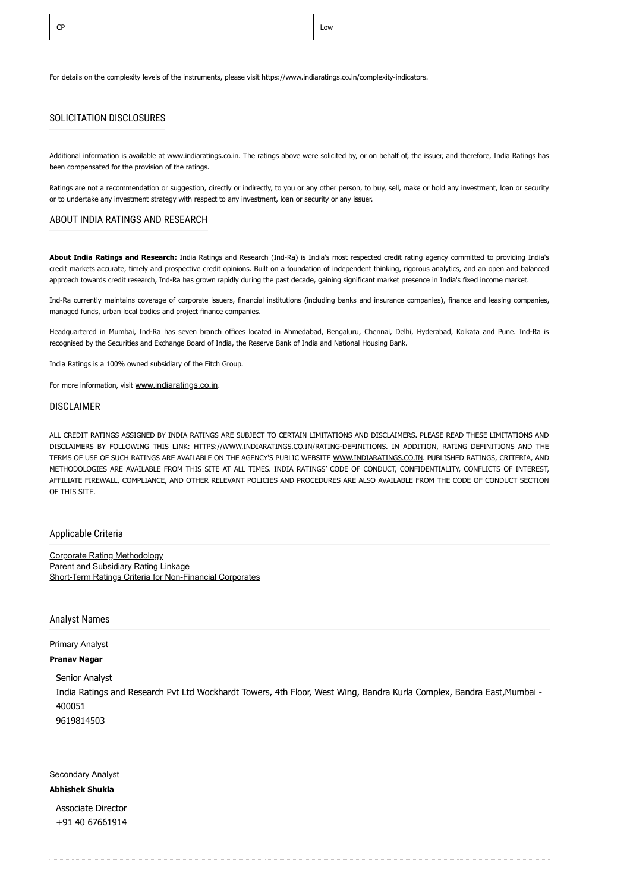| CP | Low |
|---|---|

For details on the complexity levels of the instruments, please visit https://www.indiaratings.co.in/complexity-indicators.

## SOLICITATION DISCLOSURES

Additional information is available at www.indiaratings.co.in. The ratings above were solicited by, or on behalf of, the issuer, and therefore, India Ratings has been compensated for the provision of the ratings.

Ratings are not a recommendation or suggestion, directly or indirectly, to you or any other person, to buy, sell, make or hold any investment, loan or security or to undertake any investment strategy with respect to any investment, loan or security or any issuer.

## ABOUT INDIA RATINGS AND RESEARCH

**About India Ratings and Research:** India Ratings and Research (Ind-Ra) is India's most respected credit rating agency committed to providing India's credit markets accurate, timely and prospective credit opinions. Built on a foundation of independent thinking, rigorous analytics, and an open and balanced approach towards credit research, Ind-Ra has grown rapidly during the past decade, gaining significant market presence in India's fixed income market.

Ind-Ra currently maintains coverage of corporate issuers, financial institutions (including banks and insurance companies), finance and leasing companies, managed funds, urban local bodies and project finance companies.

Headquartered in Mumbai, Ind-Ra has seven branch offices located in Ahmedabad, Bengaluru, Chennai, Delhi, Hyderabad, Kolkata and Pune. Ind-Ra is recognised by the Securities and Exchange Board of India, the Reserve Bank of India and National Housing Bank.

India Ratings is a 100% owned subsidiary of the Fitch Group.

For more information, visit www.indiaratings.co.in.

## DISCLAIMER

ALL CREDIT RATINGS ASSIGNED BY INDIA RATINGS ARE SUBJECT TO CERTAIN LIMITATIONS AND DISCLAIMERS. PLEASE READ THESE LIMITATIONS AND DISCLAIMERS BY FOLLOWING THIS LINK: HTTPS://WWW.INDIARATINGS.CO.IN/RATING-DEFINITIONS. IN ADDITION, RATING DEFINITIONS AND THE TERMS OF USE OF SUCH RATINGS ARE AVAILABLE ON THE AGENCY'S PUBLIC WEBSITE WWW.INDIARATINGS.CO.IN. PUBLISHED RATINGS, CRITERIA, AND METHODOLOGIES ARE AVAILABLE FROM THIS SITE AT ALL TIMES. INDIA RATINGS' CODE OF CONDUCT, CONFIDENTIALITY, CONFLICTS OF INTEREST, AFFILIATE FIREWALL, COMPLIANCE, AND OTHER RELEVANT POLICIES AND PROCEDURES ARE ALSO AVAILABLE FROM THE CODE OF CONDUCT SECTION OF THIS SITE.

## Applicable Criteria

Corporate Rating Methodology
Parent and Subsidiary Rating Linkage
Short-Term Ratings Criteria for Non-Financial Corporates

## Analyst Names

Primary Analyst

**Pranav Nagar**

Senior Analyst
India Ratings and Research Pvt Ltd Wockhardt Towers, 4th Floor, West Wing, Bandra Kurla Complex, Bandra East,Mumbai - 400051
9619814503

Secondary Analyst

**Abhishek Shukla**

Associate Director
+91 40 67661914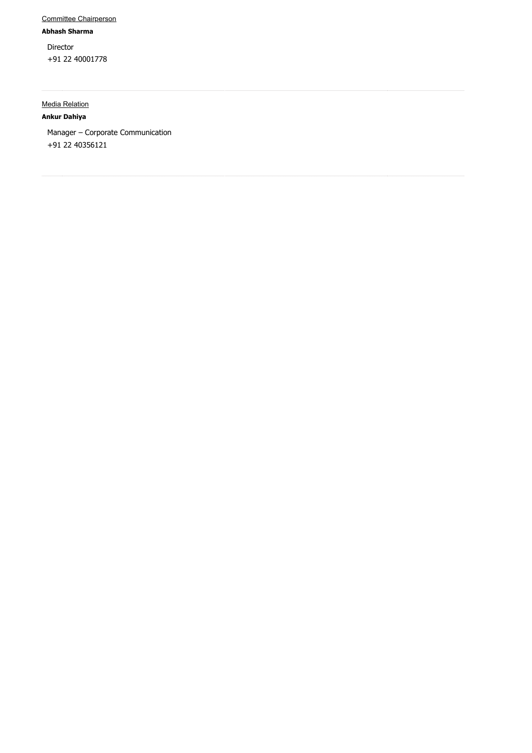Committee Chairperson

**Abhash Sharma**

Director

+91 22 40001778

---

Media Relation

**Ankur Dahiya**

Manager – Corporate Communication

+91 22 40356121

---